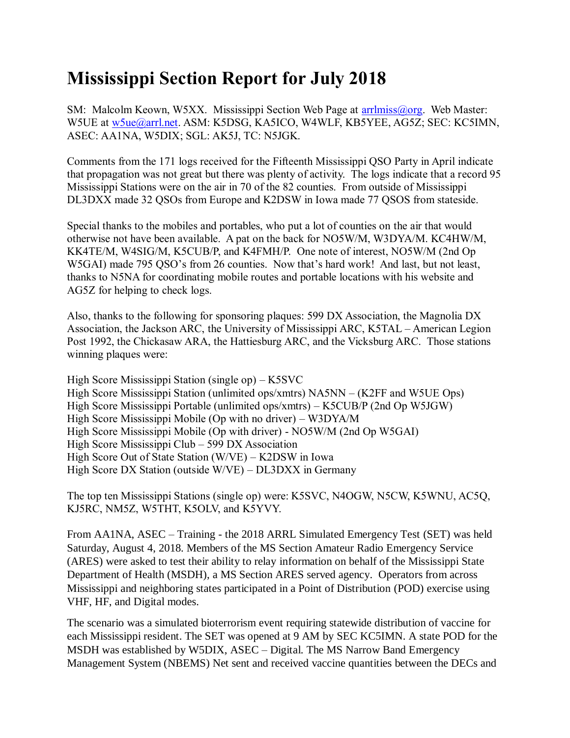# Mississippi Section Report for July 2018

SM: Malcolm Keown, W5XX. Mississippi Section Web Page at arrlmiss@org. Web Master: W5UE at w5ue@arrl.net. ASM: K5DSG, KA5ICO, W4WLF, KB5YEE, AG5Z; SEC: KC5IMN, ASEC: AA1NA, W5DIX; SGL: AK5J, TC: N5JGK.

Comments from the 171 logs received for the Fifteenth Mississippi QSO Party in April indicate that propagation was not great but there was plenty of activity. The logs indicate that a record 95 Mississippi Stations were on the air in 70 of the 82 counties. From outside of Mississippi DL3DXX made 32 QSOs from Europe and K2DSW in Iowa made 77 QSOS from stateside.

Special thanks to the mobiles and portables, who put a lot of counties on the air that would otherwise not have been available. A pat on the back for NO5W/M, W3DYA/M. KC4HW/M, KK4TE/M, W4SIG/M, K5CUB/P, and K4FMH/P. One note of interest, NO5W/M (2nd Op W5GAI) made 795 QSO's from 26 counties. Now that's hard work! And last, but not least, thanks to N5NA for coordinating mobile routes and portable locations with his website and AG5Z for helping to check logs.

Also, thanks to the following for sponsoring plaques: 599 DX Association, the Magnolia DX Association, the Jackson ARC, the University of Mississippi ARC, K5TAL – American Legion Post 1992, the Chickasaw ARA, the Hattiesburg ARC, and the Vicksburg ARC. Those stations winning plaques were:

High Score Mississippi Station (single op) – K5SVC
High Score Mississippi Station (unlimited ops/xmtrs) NA5NN – (K2FF and W5UE Ops)
High Score Mississippi Portable (unlimited ops/xmtrs) – K5CUB/P (2nd Op W5JGW)
High Score Mississippi Mobile (Op with no driver) – W3DYA/M
High Score Mississippi Mobile (Op with driver) - NO5W/M (2nd Op W5GAI)
High Score Mississippi Club – 599 DX Association
High Score Out of State Station (W/VE) – K2DSW in Iowa
High Score DX Station (outside W/VE) – DL3DXX in Germany

The top ten Mississippi Stations (single op) were: K5SVC, N4OGW, N5CW, K5WNU, AC5Q, KJ5RC, NM5Z, W5THT, K5OLV, and K5YVY.

From AA1NA, ASEC – Training - the 2018 ARRL Simulated Emergency Test (SET) was held Saturday, August 4, 2018. Members of the MS Section Amateur Radio Emergency Service (ARES) were asked to test their ability to relay information on behalf of the Mississippi State Department of Health (MSDH), a MS Section ARES served agency. Operators from across Mississippi and neighboring states participated in a Point of Distribution (POD) exercise using VHF, HF, and Digital modes.

The scenario was a simulated bioterrorism event requiring statewide distribution of vaccine for each Mississippi resident. The SET was opened at 9 AM by SEC KC5IMN. A state POD for the MSDH was established by W5DIX, ASEC – Digital. The MS Narrow Band Emergency Management System (NBEMS) Net sent and received vaccine quantities between the DECs and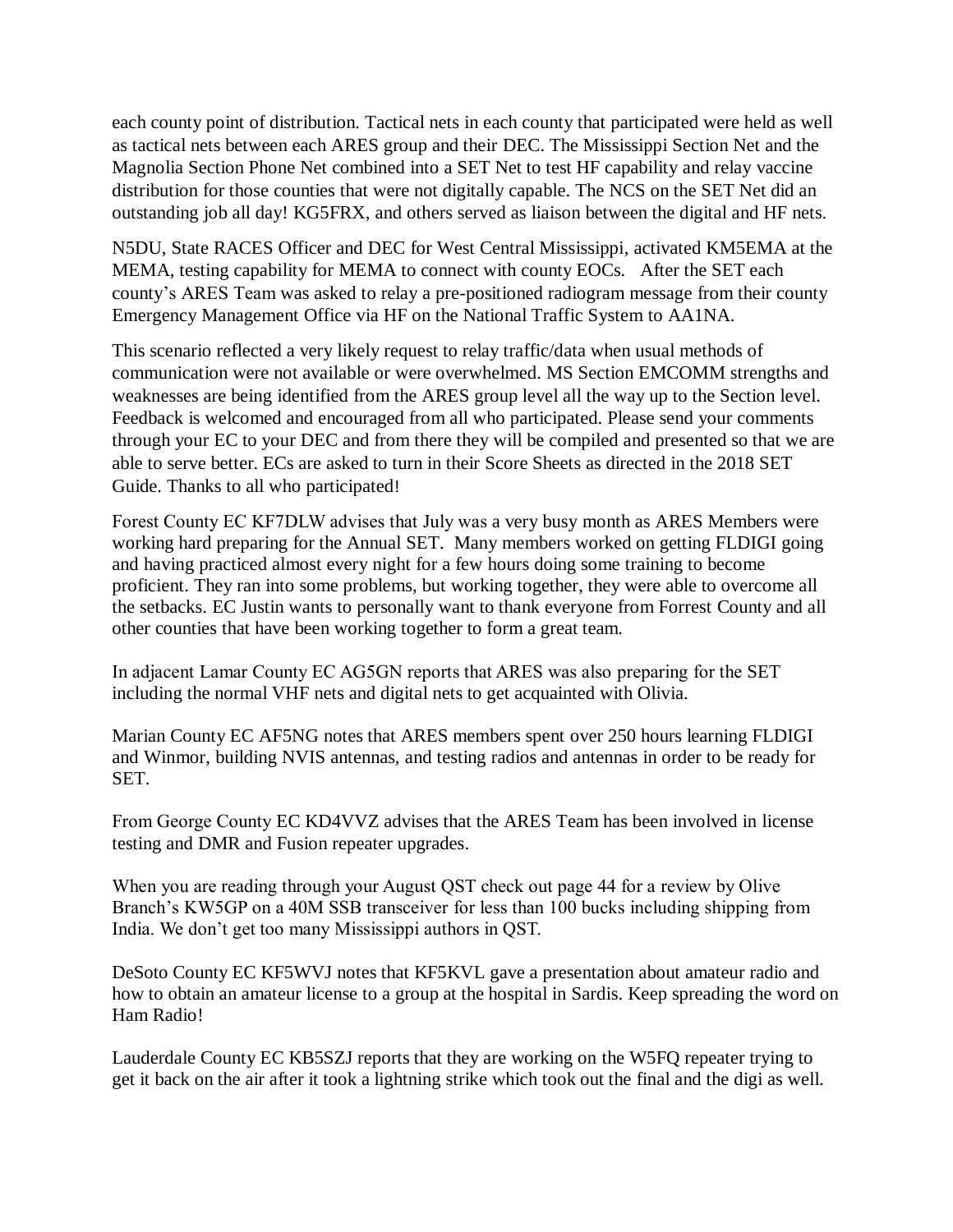each county point of distribution. Tactical nets in each county that participated were held as well as tactical nets between each ARES group and their DEC. The Mississippi Section Net and the Magnolia Section Phone Net combined into a SET Net to test HF capability and relay vaccine distribution for those counties that were not digitally capable. The NCS on the SET Net did an outstanding job all day! KG5FRX, and others served as liaison between the digital and HF nets.

N5DU, State RACES Officer and DEC for West Central Mississippi, activated KM5EMA at the MEMA, testing capability for MEMA to connect with county EOCs. After the SET each county's ARES Team was asked to relay a pre-positioned radiogram message from their county Emergency Management Office via HF on the National Traffic System to AA1NA.

This scenario reflected a very likely request to relay traffic/data when usual methods of communication were not available or were overwhelmed. MS Section EMCOMM strengths and weaknesses are being identified from the ARES group level all the way up to the Section level. Feedback is welcomed and encouraged from all who participated. Please send your comments through your EC to your DEC and from there they will be compiled and presented so that we are able to serve better. ECs are asked to turn in their Score Sheets as directed in the 2018 SET Guide. Thanks to all who participated!

Forest County EC KF7DLW advises that July was a very busy month as ARES Members were working hard preparing for the Annual SET. Many members worked on getting FLDIGI going and having practiced almost every night for a few hours doing some training to become proficient. They ran into some problems, but working together, they were able to overcome all the setbacks. EC Justin wants to personally want to thank everyone from Forrest County and all other counties that have been working together to form a great team.

In adjacent Lamar County EC AG5GN reports that ARES was also preparing for the SET including the normal VHF nets and digital nets to get acquainted with Olivia.

Marian County EC AF5NG notes that ARES members spent over 250 hours learning FLDIGI and Winmor, building NVIS antennas, and testing radios and antennas in order to be ready for SET.

From George County EC KD4VVZ advises that the ARES Team has been involved in license testing and DMR and Fusion repeater upgrades.

When you are reading through your August QST check out page 44 for a review by Olive Branch's KW5GP on a 40M SSB transceiver for less than 100 bucks including shipping from India. We don't get too many Mississippi authors in QST.

DeSoto County EC KF5WVJ notes that KF5KVL gave a presentation about amateur radio and how to obtain an amateur license to a group at the hospital in Sardis. Keep spreading the word on Ham Radio!

Lauderdale County EC KB5SZJ reports that they are working on the W5FQ repeater trying to get it back on the air after it took a lightning strike which took out the final and the digi as well.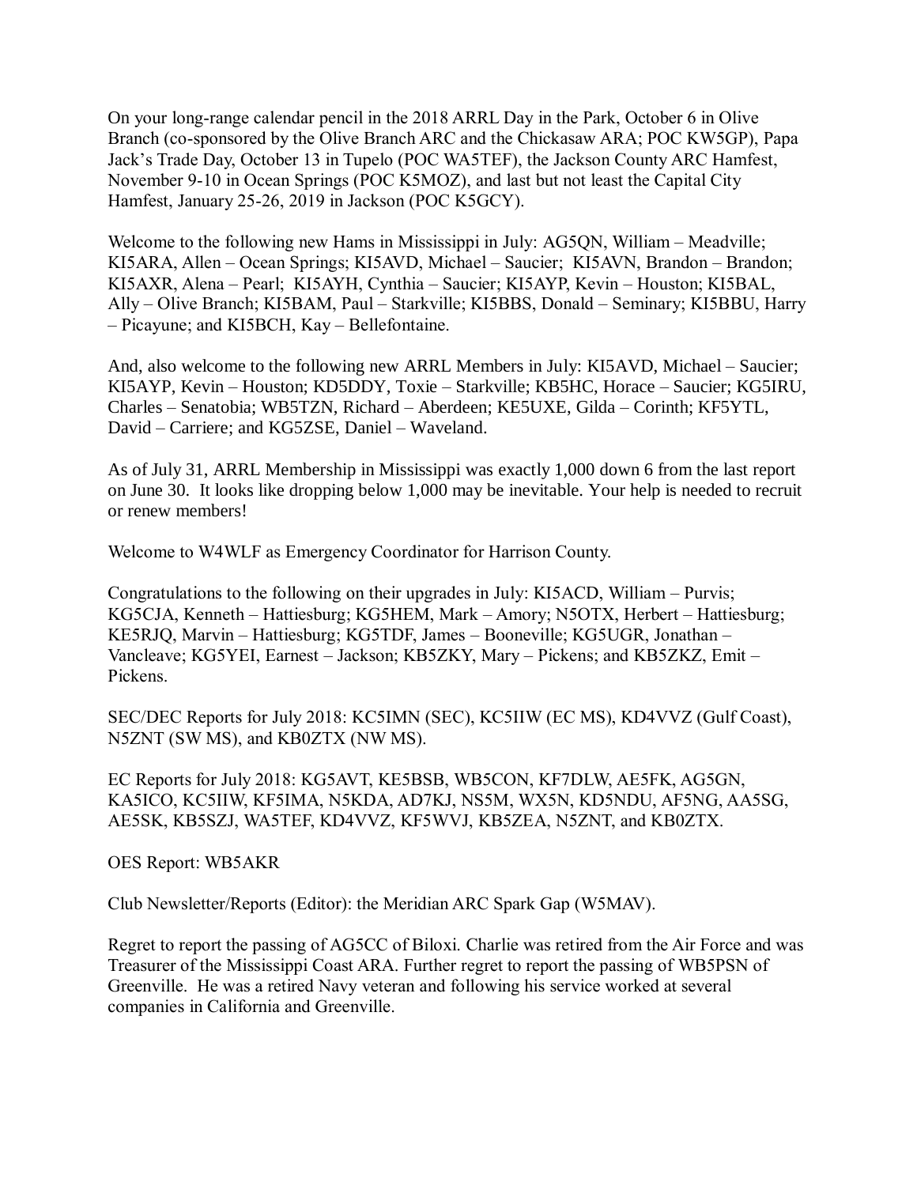On your long-range calendar pencil in the 2018 ARRL Day in the Park, October 6 in Olive Branch (co-sponsored by the Olive Branch ARC and the Chickasaw ARA; POC KW5GP), Papa Jack's Trade Day, October 13 in Tupelo (POC WA5TEF), the Jackson County ARC Hamfest, November 9-10 in Ocean Springs (POC K5MOZ), and last but not least the Capital City Hamfest, January 25-26, 2019 in Jackson (POC K5GCY).

Welcome to the following new Hams in Mississippi in July: AG5QN, William – Meadville; KI5ARA, Allen – Ocean Springs; KI5AVD, Michael – Saucier; KI5AVN, Brandon – Brandon; KI5AXR, Alena – Pearl; KI5AYH, Cynthia – Saucier; KI5AYP, Kevin – Houston; KI5BAL, Ally – Olive Branch; KI5BAM, Paul – Starkville; KI5BBS, Donald – Seminary; KI5BBU, Harry – Picayune; and KI5BCH, Kay – Bellefontaine.

And, also welcome to the following new ARRL Members in July: KI5AVD, Michael – Saucier; KI5AYP, Kevin – Houston; KD5DDY, Toxie – Starkville; KB5HC, Horace – Saucier; KG5IRU, Charles – Senatobia; WB5TZN, Richard – Aberdeen; KE5UXE, Gilda – Corinth; KF5YTL, David – Carriere; and KG5ZSE, Daniel – Waveland.

As of July 31, ARRL Membership in Mississippi was exactly 1,000 down 6 from the last report on June 30. It looks like dropping below 1,000 may be inevitable. Your help is needed to recruit or renew members!

Welcome to W4WLF as Emergency Coordinator for Harrison County.

Congratulations to the following on their upgrades in July: KI5ACD, William – Purvis; KG5CJA, Kenneth – Hattiesburg; KG5HEM, Mark – Amory; N5OTX, Herbert – Hattiesburg; KE5RJQ, Marvin – Hattiesburg; KG5TDF, James – Booneville; KG5UGR, Jonathan – Vancleave; KG5YEI, Earnest – Jackson; KB5ZKY, Mary – Pickens; and KB5ZKZ, Emit – Pickens.

SEC/DEC Reports for July 2018: KC5IMN (SEC), KC5IIW (EC MS), KD4VVZ (Gulf Coast), N5ZNT (SW MS), and KB0ZTX (NW MS).

EC Reports for July 2018: KG5AVT, KE5BSB, WB5CON, KF7DLW, AE5FK, AG5GN, KA5ICO, KC5IIW, KF5IMA, N5KDA, AD7KJ, NS5M, WX5N, KD5NDU, AF5NG, AA5SG, AE5SK, KB5SZJ, WA5TEF, KD4VVZ, KF5WVJ, KB5ZEA, N5ZNT, and KB0ZTX.

OES Report: WB5AKR

Club Newsletter/Reports (Editor): the Meridian ARC Spark Gap (W5MAV).

Regret to report the passing of AG5CC of Biloxi. Charlie was retired from the Air Force and was Treasurer of the Mississippi Coast ARA. Further regret to report the passing of WB5PSN of Greenville. He was a retired Navy veteran and following his service worked at several companies in California and Greenville.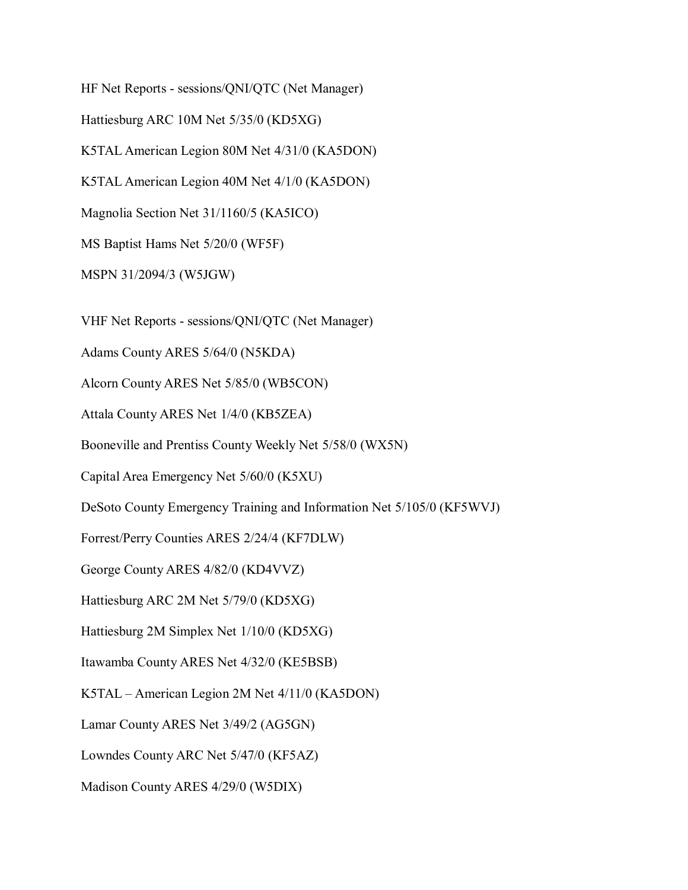HF Net Reports - sessions/QNI/QTC (Net Manager)

Hattiesburg ARC 10M Net 5/35/0 (KD5XG)

K5TAL American Legion 80M Net 4/31/0 (KA5DON)

K5TAL American Legion 40M Net 4/1/0 (KA5DON)

Magnolia Section Net 31/1160/5 (KA5ICO)

MS Baptist Hams Net 5/20/0 (WF5F)

MSPN 31/2094/3 (W5JGW)

VHF Net Reports - sessions/QNI/QTC (Net Manager)

Adams County ARES 5/64/0 (N5KDA)

Alcorn County ARES Net 5/85/0 (WB5CON)

Attala County ARES Net 1/4/0 (KB5ZEA)

Booneville and Prentiss County Weekly Net 5/58/0 (WX5N)

Capital Area Emergency Net 5/60/0 (K5XU)

DeSoto County Emergency Training and Information Net 5/105/0 (KF5WVJ)

Forrest/Perry Counties ARES 2/24/4 (KF7DLW)

George County ARES 4/82/0 (KD4VVZ)

Hattiesburg ARC 2M Net 5/79/0 (KD5XG)

Hattiesburg 2M Simplex Net 1/10/0 (KD5XG)

Itawamba County ARES Net 4/32/0 (KE5BSB)

K5TAL – American Legion 2M Net 4/11/0 (KA5DON)

Lamar County ARES Net 3/49/2 (AG5GN)

Lowndes County ARC Net 5/47/0 (KF5AZ)

Madison County ARES 4/29/0 (W5DIX)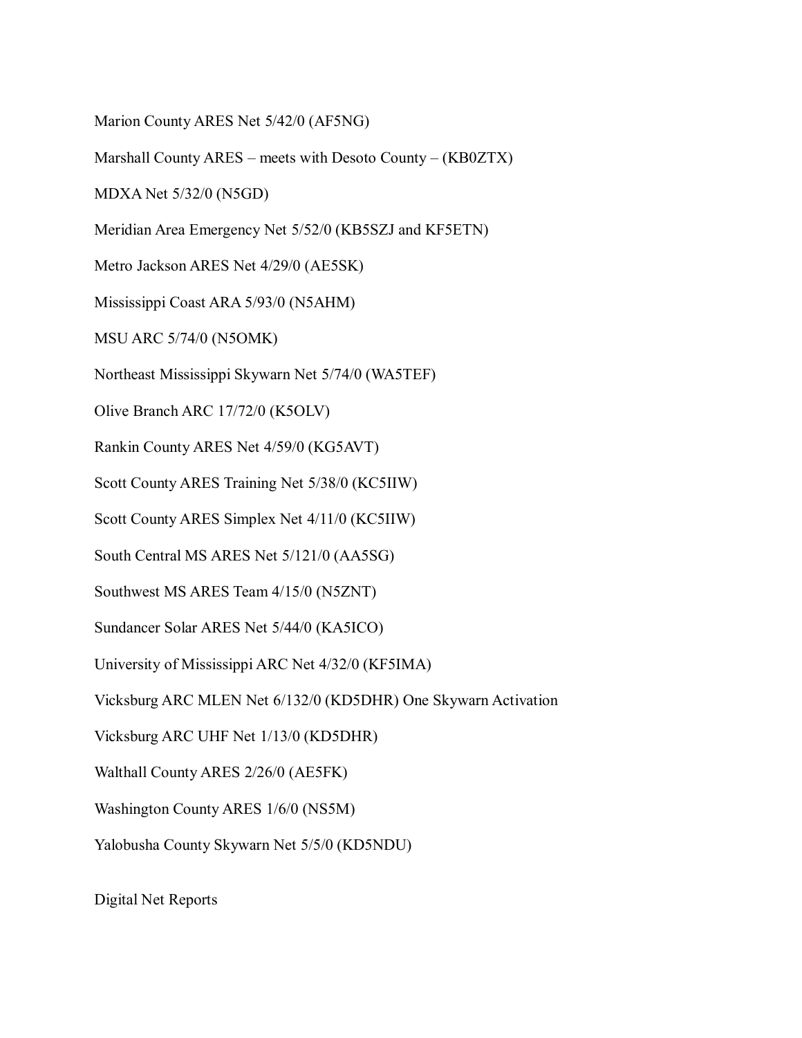Marion County ARES Net 5/42/0 (AF5NG)

Marshall County ARES – meets with Desoto County – (KB0ZTX)

MDXA Net 5/32/0 (N5GD)

Meridian Area Emergency Net 5/52/0 (KB5SZJ and KF5ETN)

Metro Jackson ARES Net 4/29/0 (AE5SK)

Mississippi Coast ARA 5/93/0 (N5AHM)

MSU ARC 5/74/0 (N5OMK)

Northeast Mississippi Skywarn Net 5/74/0 (WA5TEF)

Olive Branch ARC 17/72/0 (K5OLV)

Rankin County ARES Net 4/59/0 (KG5AVT)

Scott County ARES Training Net 5/38/0 (KC5IIW)

Scott County ARES Simplex Net 4/11/0 (KC5IIW)

South Central MS ARES Net 5/121/0 (AA5SG)

Southwest MS ARES Team 4/15/0 (N5ZNT)

Sundancer Solar ARES Net 5/44/0 (KA5ICO)

University of Mississippi ARC Net 4/32/0 (KF5IMA)

Vicksburg ARC MLEN Net 6/132/0 (KD5DHR) One Skywarn Activation

Vicksburg ARC UHF Net 1/13/0 (KD5DHR)

Walthall County ARES 2/26/0 (AE5FK)

Washington County ARES 1/6/0 (NS5M)

Yalobusha County Skywarn Net 5/5/0 (KD5NDU)

Digital Net Reports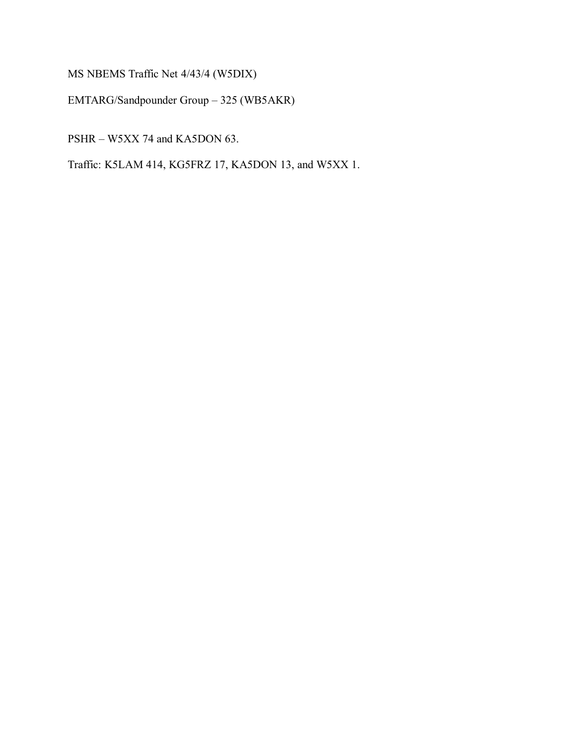MS NBEMS Traffic Net 4/43/4 (W5DIX)

EMTARG/Sandpounder Group – 325 (WB5AKR)

PSHR – W5XX 74 and KA5DON 63.

Traffic: K5LAM 414, KG5FRZ 17, KA5DON 13, and W5XX 1.